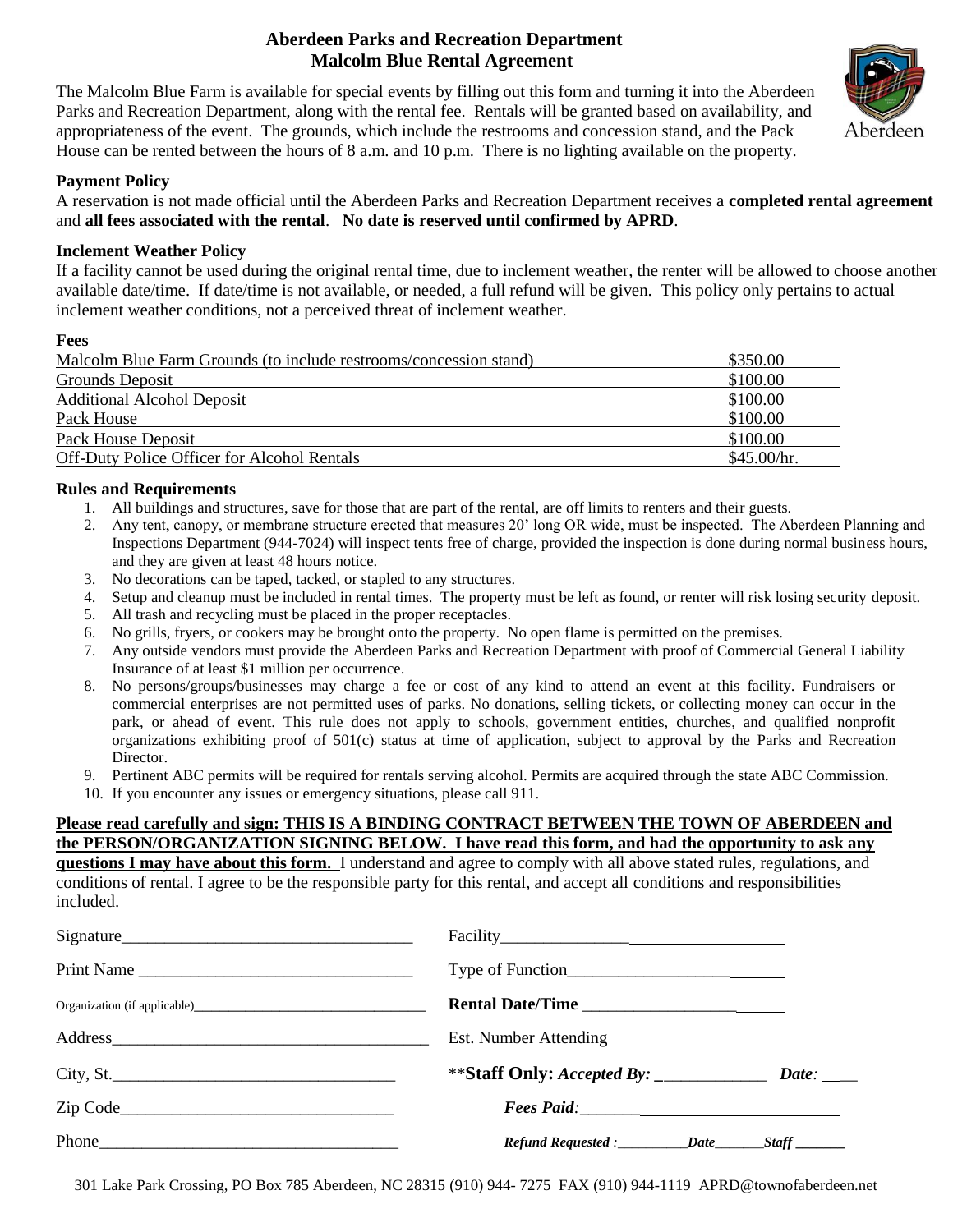# Aberdeen Parks and Recreation Department
## Malcolm Blue Rental Agreement

The Malcolm Blue Farm is available for special events by filling out this form and turning it into the Aberdeen Parks and Recreation Department, along with the rental fee. Rentals will be granted based on availability, and appropriateness of the event. The grounds, which include the restrooms and concession stand, and the Pack House can be rented between the hours of 8 a.m. and 10 p.m. There is no lighting available on the property.

### Payment Policy

A reservation is not made official until the Aberdeen Parks and Recreation Department receives a **completed rental agreement** and **all fees associated with the rental**. **No date is reserved until confirmed by APRD**.

### Inclement Weather Policy

If a facility cannot be used during the original rental time, due to inclement weather, the renter will be allowed to choose another available date/time. If date/time is not available, or needed, a full refund will be given. This policy only pertains to actual inclement weather conditions, not a perceived threat of inclement weather.

### Fees

| Item | Fee |
|---|---|
| Malcolm Blue Farm Grounds (to include restrooms/concession stand) | $350.00 |
| Grounds Deposit | $100.00 |
| Additional Alcohol Deposit | $100.00 |
| Pack House | $100.00 |
| Pack House Deposit | $100.00 |
| Off-Duty Police Officer for Alcohol Rentals | $45.00/hr. |

### Rules and Requirements

1. All buildings and structures, save for those that are part of the rental, are off limits to renters and their guests.
2. Any tent, canopy, or membrane structure erected that measures 20' long OR wide, must be inspected. The Aberdeen Planning and Inspections Department (944-7024) will inspect tents free of charge, provided the inspection is done during normal business hours, and they are given at least 48 hours notice.
3. No decorations can be taped, tacked, or stapled to any structures.
4. Setup and cleanup must be included in rental times. The property must be left as found, or renter will risk losing security deposit.
5. All trash and recycling must be placed in the proper receptacles.
6. No grills, fryers, or cookers may be brought onto the property. No open flame is permitted on the premises.
7. Any outside vendors must provide the Aberdeen Parks and Recreation Department with proof of Commercial General Liability Insurance of at least $1 million per occurrence.
8. No persons/groups/businesses may charge a fee or cost of any kind to attend an event at this facility. Fundraisers or commercial enterprises are not permitted uses of parks. No donations, selling tickets, or collecting money can occur in the park, or ahead of event. This rule does not apply to schools, government entities, churches, and qualified nonprofit organizations exhibiting proof of 501(c) status at time of application, subject to approval by the Parks and Recreation Director.
9. Pertinent ABC permits will be required for rentals serving alcohol. Permits are acquired through the state ABC Commission.
10. If you encounter any issues or emergency situations, please call 911.

**Please read carefully and sign: THIS IS A BINDING CONTRACT BETWEEN THE TOWN OF ABERDEEN and the PERSON/ORGANIZATION SIGNING BELOW. I have read this form, and had the opportunity to ask any questions I may have about this form.** I understand and agree to comply with all above stated rules, regulations, and conditions of rental. I agree to be the responsible party for this rental, and accept all conditions and responsibilities included.

Signature___________________________________

Print Name _________________________________

Organization (if applicable)_________________________________

Address______________________________________

City, St.__________________________________

Zip Code________________________________

Phone____________________________________

Facility__________________________________

Type of Function__________________________

**Rental Date/Time** _________________________

Est. Number Attending ____________________

\*\***Staff Only:** ***Accepted By:*** _____________ ***Date:*** ____

***Fees Paid:***_________________________________

***Refund Requested :***__________***Date***________***Staff*** _______

301 Lake Park Crossing, PO Box 785 Aberdeen, NC 28315 (910) 944- 7275 FAX (910) 944-1119 APRD@townofaberdeen.net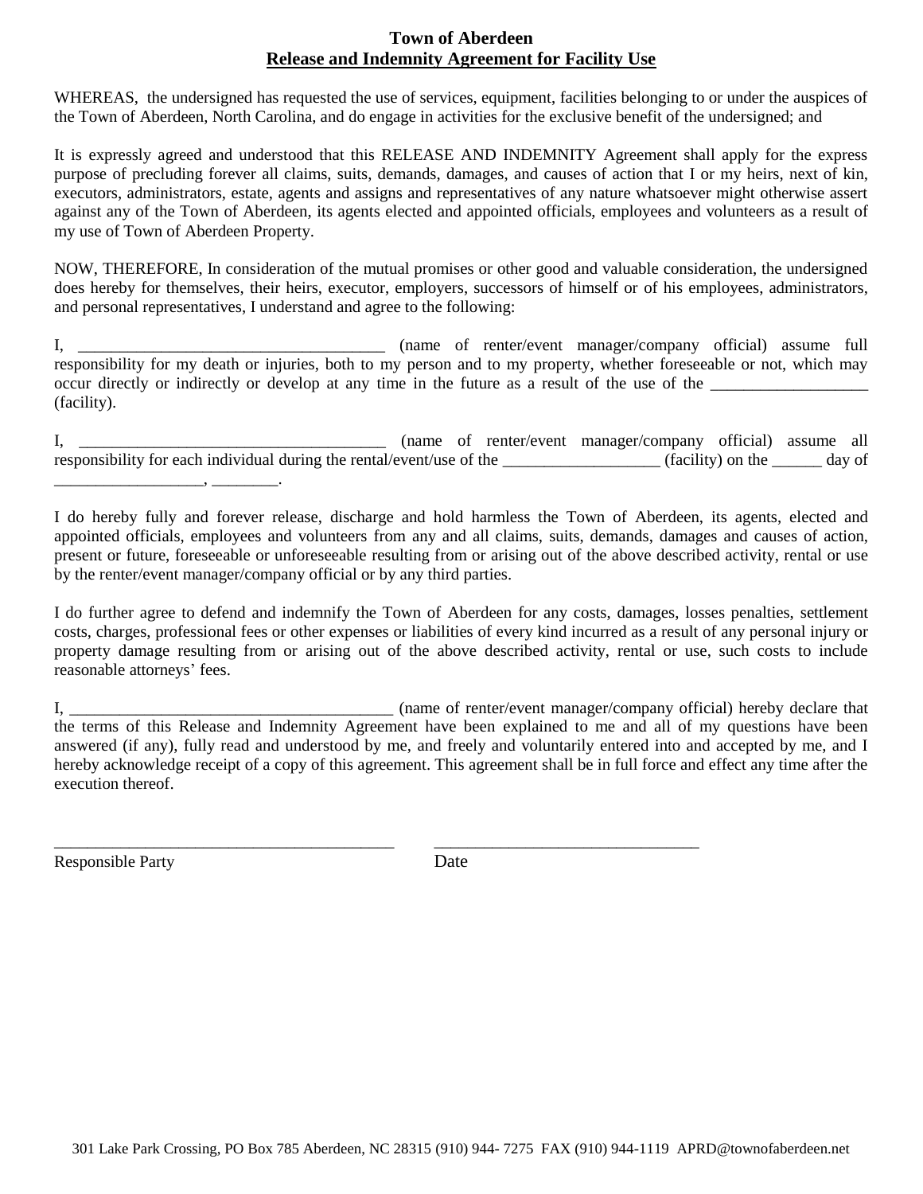**Town of Aberdeen**
**Release and Indemnity Agreement for Facility Use**

WHEREAS, the undersigned has requested the use of services, equipment, facilities belonging to or under the auspices of the Town of Aberdeen, North Carolina, and do engage in activities for the exclusive benefit of the undersigned; and

It is expressly agreed and understood that this RELEASE AND INDEMNITY Agreement shall apply for the express purpose of precluding forever all claims, suits, demands, damages, and causes of action that I or my heirs, next of kin, executors, administrators, estate, agents and assigns and representatives of any nature whatsoever might otherwise assert against any of the Town of Aberdeen, its agents elected and appointed officials, employees and volunteers as a result of my use of Town of Aberdeen Property.

NOW, THEREFORE, In consideration of the mutual promises or other good and valuable consideration, the undersigned does hereby for themselves, their heirs, executor, employers, successors of himself or of his employees, administrators, and personal representatives, I understand and agree to the following:

I, _____________________________________ (name of renter/event manager/company official) assume full responsibility for my death or injuries, both to my person and to my property, whether foreseeable or not, which may occur directly or indirectly or develop at any time in the future as a result of the use of the ___________________ (facility).

I, _____________________________________ (name of renter/event manager/company official) assume all responsibility for each individual during the rental/event/use of the ___________________ (facility) on the ______ day of __________________, ________.

I do hereby fully and forever release, discharge and hold harmless the Town of Aberdeen, its agents, elected and appointed officials, employees and volunteers from any and all claims, suits, demands, damages and causes of action, present or future, foreseeable or unforeseeable resulting from or arising out of the above described activity, rental or use by the renter/event manager/company official or by any third parties.

I do further agree to defend and indemnify the Town of Aberdeen for any costs, damages, losses penalties, settlement costs, charges, professional fees or other expenses or liabilities of every kind incurred as a result of any personal injury or property damage resulting from or arising out of the above described activity, rental or use, such costs to include reasonable attorneys' fees.

I, _______________________________________ (name of renter/event manager/company official) hereby declare that the terms of this Release and Indemnity Agreement have been explained to me and all of my questions have been answered (if any), fully read and understood by me, and freely and voluntarily entered into and accepted by me, and I hereby acknowledge receipt of a copy of this agreement. This agreement shall be in full force and effect any time after the execution thereof.

_________________________________________ _______________________________

Responsible Party Date

301 Lake Park Crossing, PO Box 785 Aberdeen, NC 28315 (910) 944- 7275 FAX (910) 944-1119 APRD@townofaberdeen.net